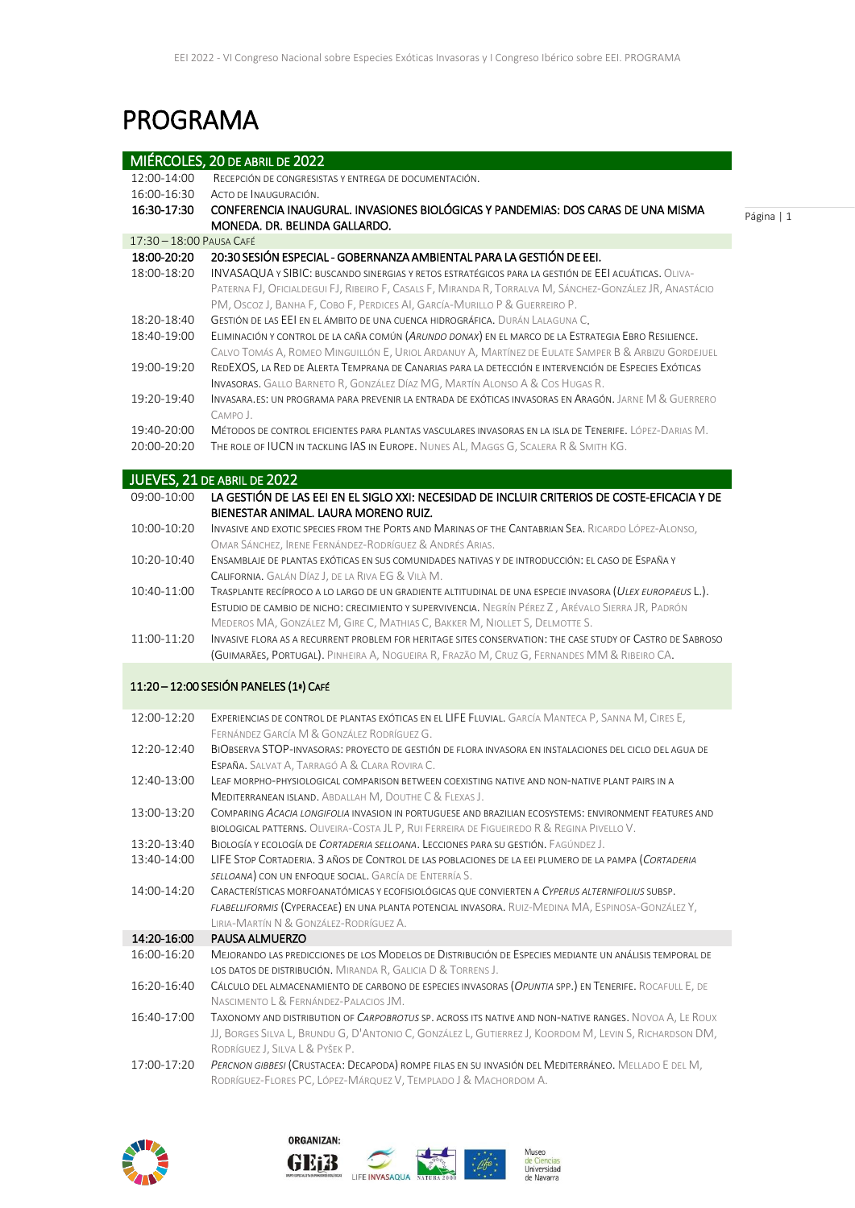# PROGRAMA

## MIÉRCOLES, 20 DE ABRIL DE 2022

| | |
|---|---|
| 12:00-14:00 | Recepción de congresistas y entrega de documentación. |
| 16:00-16:30 | Acto de Inauguración. |
| **16:30-17:30** | **CONFERENCIA INAUGURAL. INVASIONES BIOLÓGICAS Y PANDEMIAS: DOS CARAS DE UNA MISMA MONEDA. DR. BELINDA GALLARDO.** |
| 17:30 – 18:00 Pausa Café | |
| **18:00-20:20** | **20:30 SESIÓN ESPECIAL - GOBERNANZA AMBIENTAL PARA LA GESTIÓN DE EEI.** |
| 18:00-18:20 | INVASAQUA y SIBIC: buscando sinergias y retos estratégicos para la gestión de EEI acuáticas. Oliva-Paterna FJ, Oficialdegui FJ, Ribeiro F, Casals F, Miranda R, Torralva M, Sánchez-González JR, Anastácio PM, Oscoz J, Banha F, Cobo F, Perdices AI, García-Murillo P & Guerreiro P. |
| 18:20-18:40 | Gestión de las EEI en el ámbito de una cuenca hidrográfica. Durán Lalaguna C. |
| 18:40-19:00 | Eliminación y control de la caña común (*Arundo donax*) en el marco de la Estrategia Ebro Resilience. Calvo Tomás A, Romeo Minguillón E, Uriol Ardanuy A, Martínez de Eulate Samper B & Arbizu Gordejuel |
| 19:00-19:20 | RedEXOS, la Red de Alerta Temprana de Canarias para la detección e intervención de Especies Exóticas Invasoras. Gallo Barneto R, González Díaz MG, Martín Alonso A & Cos Hugas R. |
| 19:20-19:40 | Invasara.es: un programa para prevenir la entrada de exóticas invasoras en Aragón. Jarne M & Guerrero Campo J. |
| 19:40-20:00 | Métodos de control eficientes para plantas vasculares invasoras en la isla de Tenerife. López-Darias M. |
| 20:00-20:20 | The role of IUCN in tackling IAS in Europe. Nunes AL, Maggs G, Scalera R & Smith KG. |

## JUEVES, 21 DE ABRIL DE 2022

| | |
|---|---|
| 09:00-10:00 | **LA GESTIÓN DE LAS EEI EN EL SIGLO XXI: NECESIDAD DE INCLUIR CRITERIOS DE COSTE-EFICACIA Y DE BIENESTAR ANIMAL. LAURA MORENO RUIZ.** |
| 10:00-10:20 | Invasive and exotic species from the Ports and Marinas of the Cantabrian Sea. Ricardo López-Alonso, Omar Sánchez, Irene Fernández-Rodríguez & Andrés Arias. |
| 10:20-10:40 | Ensamblaje de plantas exóticas en sus comunidades nativas y de introducción: el caso de España y California. Galán Díaz J, de la Riva EG & Vilà M. |
| 10:40-11:00 | Trasplante recíproco a lo largo de un gradiente altitudinal de una especie invasora (*Ulex europaeus* L.). Estudio de cambio de nicho: crecimiento y supervivencia. Negrín Pérez Z, Arévalo Sierra JR, Padrón Mederos MA, González M, Gire C, Mathias C, Bakker M, Niollet S, Delmotte S. |
| 11:00-11:20 | Invasive flora as a recurrent problem for heritage sites conservation: the case study of Castro de Sabroso (Guimarães, Portugal). Pinheira A, Nogueira R, Frazão M, Cruz G, Fernandes MM & Ribeiro CA. |
| **11:20 – 12:00 SESIÓN PANELES (1ª) Café** | |
| 12:00-12:20 | Experiencias de control de plantas exóticas en el LIFE Fluvial. García Manteca P, Sanna M, Cires E, Fernández García M & González Rodríguez G. |
| 12:20-12:40 | BiObserva STOP-invasoras: proyecto de gestión de flora invasora en instalaciones del ciclo del agua de España. Salvat A, Tarragó A & Clara Rovira C. |
| 12:40-13:00 | Leaf morpho-physiological comparison between coexisting native and non-native plant pairs in a Mediterranean island. Abdallah M, Douthe C & Flexas J. |
| 13:00-13:20 | Comparing *Acacia longifolia* invasion in Portuguese and Brazilian ecosystems: environment features and biological patterns. Oliveira-Costa JL P, Rui Ferreira de Figueiredo R & Regina Pivello V. |
| 13:20-13:40 | Biología y ecología de *Cortaderia selloana*. Lecciones para su gestión. Fagúndez J. |
| 13:40-14:00 | LIFE Stop Cortaderia. 3 años de control de las poblaciones de la EEI plumero de la pampa (*Cortaderia selloana*) con un enfoque social. García de Enterría S. |
| 14:00-14:20 | Características morfoanatómicas y ecofisiológicas que convierten a *Cyperus alternifolius* subsp. *flabelliformis* (Cyperaceae) en una planta potencial invasora. Ruiz-Medina MA, Espinosa-González Y, Liria-Martín N & González-Rodríguez A. |
| **14:20-16:00** | **PAUSA ALMUERZO** |
| 16:00-16:20 | Mejorando las predicciones de los Modelos de Distribución de Especies mediante un análisis temporal de los datos de distribución. Miranda R, Galicia D & Torrens J. |
| 16:20-16:40 | Cálculo del almacenamiento de carbono de especies invasoras (*Opuntia* spp.) en Tenerife. Rocafull E, de Nascimento L & Fernández-Palacios JM. |
| 16:40-17:00 | Taxonomy and distribution of *Carpobrotus* sp. across its native and non-native ranges. Novoa A, Le Roux JJ, Borges Silva L, Brundu G, D'Antonio C, González L, Gutierrez J, Koordom M, Levin S, Richardson DM, Rodríguez J, Silva L & Pyšek P. |
| 17:00-17:20 | *Percnon gibbesi* (Crustacea: Decapoda) rompe filas en su invasión del Mediterráneo. Mellado E del M, Rodríguez-Flores PC, López-Márquez V, Templado J & Machordom A. |

ORGANIZAN: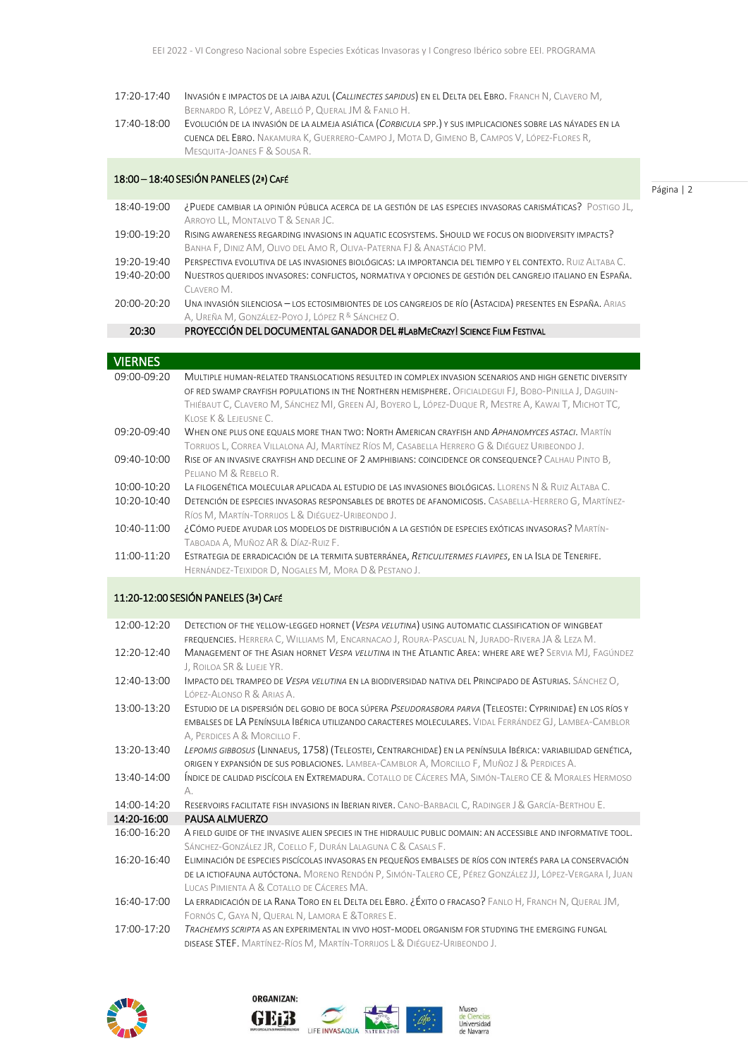| | |
|---|---|
| 17:20-17:40 | Invasión e impactos de la jaiba azul (*Callinectes sapidus*) en el Delta del Ebro. Franch N, Clavero M, Bernardo R, López V, Abelló P, Queral JM & Fanlo H. |
| 17:40-18:00 | Evolución de la invasión de la almeja asiática (*Corbicula* spp.) y sus implicaciones sobre las náyades en la cuenca del Ebro. Nakamura K, Guerrero-Campo J, Mota D, Gimeno B, Campos V, López-Flores R, Mesquita-Joanes F & Sousa R. |

**18:00 – 18:40 Sesión paneles (2ª) Café**

| | |
|---|---|
| 18:40-19:00 | ¿Puede cambiar la opinión pública acerca de la gestión de las especies invasoras carismáticas? Postigo JL, Arroyo LL, Montalvo T & Senar JC. |
| 19:00-19:20 | Rising awareness regarding invasions in aquatic ecosystems. Should we focus on biodiversity impacts? Banha F, Diniz AM, Olivo del Amo R, Oliva-Paterna FJ & Anastácio PM. |
| 19:20-19:40 | Perspectiva evolutiva de las invasiones biológicas: la importancia del tiempo y el contexto. Ruiz Altaba C. |
| 19:40-20:00 | Nuestros queridos invasores: conflictos, normativa y opciones de gestión del cangrejo italiano en España. Clavero M. |
| 20:00-20:20 | Una invasión silenciosa – los ectosimbiontes de los cangrejos de río (Astacida) presentes en España. Arias A, Ureña M, González-Poyo J, López R & Sánchez O. |
| **20:30** | **Proyección del documental ganador del #LabMeCrazy! Science Film Festival** |

## VIERNES

| | |
|---|---|
| 09:00-09:20 | Multiple human-related translocations resulted in complex invasion scenarios and high genetic diversity of red swamp crayfish populations in the Northern Hemisphere. Oficialdegui FJ, Bobo-Pinilla J, Daguin-Thiébaut C, Clavero M, Sánchez MI, Green AJ, Boyero L, López-Duque R, Mestre A, Kawai T, Michot TC, Klose K & Lejeusne C. |
| 09:20-09:40 | When one plus one equals more than two: North American crayfish and *Aphanomyces astaci*. Martín Torrijos L, Correa Villalona AJ, Martínez Ríos M, Casabella Herrero G & Diéguez Uribeondo J. |
| 09:40-10:00 | Rise of an invasive crayfish and decline of 2 amphibians: coincidence or consequence? Calhau Pinto B, Peliano M & Rebelo R. |
| 10:00-10:20 | La filogenética molecular aplicada al estudio de las invasiones biológicas. Llorens N & Ruiz Altaba C. |
| 10:20-10:40 | Detención de especies invasoras responsables de brotes de afanomicosis. Casabella-Herrero G, Martínez-Ríos M, Martín-Torrijos L & Diéguez-Uribeondo J. |
| 10:40-11:00 | ¿Cómo puede ayudar los modelos de distribución a la gestión de especies exóticas invasoras? Martín-Taboada A, Muñoz AR & Díaz-Ruiz F. |
| 11:00-11:20 | Estrategia de erradicación de la termita subterránea, *Reticulitermes flavipes*, en la Isla de Tenerife. Hernández-Teixidor D, Nogales M, Mora D & Pestano J. |

**11:20-12:00 Sesión paneles (3ª) Café**

| | |
|---|---|
| 12:00-12:20 | Detection of the yellow-legged hornet (*Vespa velutina*) using automatic classification of wingbeat frequencies. Herrera C, Williams M, Encarnacao J, Roura-Pascual N, Jurado-Rivera JA & Leza M. |
| 12:20-12:40 | Management of the Asian hornet *Vespa velutina* in the Atlantic Area: where are we? Servia MJ, Fagúndez J, Roiloa SR & Lueje YR. |
| 12:40-13:00 | Impacto del trampeo de *Vespa velutina* en la biodiversidad nativa del Principado de Asturias. Sánchez O, López-Alonso R & Arias A. |
| 13:00-13:20 | Estudio de la dispersión del gobio de boca súpera *Pseudorasbora parva* (Teleostei: Cyprinidae) en los ríos y embalses de la Península Ibérica utilizando caracteres moleculares. Vidal Ferrández GJ, Lambea-Camblor A, Perdices A & Morcillo F. |
| 13:20-13:40 | *Lepomis gibbosus* (Linnaeus, 1758) (Teleostei, Centrarchidae) en la Península Ibérica: variabilidad genética, origen y expansión de sus poblaciones. Lambea-Camblor A, Morcillo F, Muñoz J & Perdices A. |
| 13:40-14:00 | Índice de calidad piscícola en Extremadura. Cotallo de Cáceres MA, Simón-Talero CE & Morales Hermoso A. |
| 14:00-14:20 | Reservoirs facilitate fish invasions in Iberian river. Cano-Barbacil C, Radinger J & García-Berthou E. |
| **14:20-16:00** | **Pausa almuerzo** |
| 16:00-16:20 | A field guide of the invasive alien species in the hidraulic public domain: an accessible and informative tool. Sánchez-González JR, Coello F, Durán Lalaguna C & Casals F. |
| 16:20-16:40 | Eliminación de especies piscícolas invasoras en pequeños embalses de ríos con interés para la conservación de la ictiofauna autóctona. Moreno Rendón P, Simón-Talero CE, Pérez González JJ, López-Vergara I, Juan Lucas Pimienta A & Cotallo de Cáceres MA. |
| 16:40-17:00 | La erradicación de la rana toro en el Delta del Ebro. ¿Éxito o fracaso? Fanlo H, Franch N, Queral JM, Fornós C, Gaya N, Queral N, Lamora E &Torres E. |
| 17:00-17:20 | *Trachemys scripta* as an experimental in vivo host-model organism for studying the emerging fungal disease STEF. Martínez-Ríos M, Martín-Torrijos L & Diéguez-Uribeondo J. |

ORGANIZAN: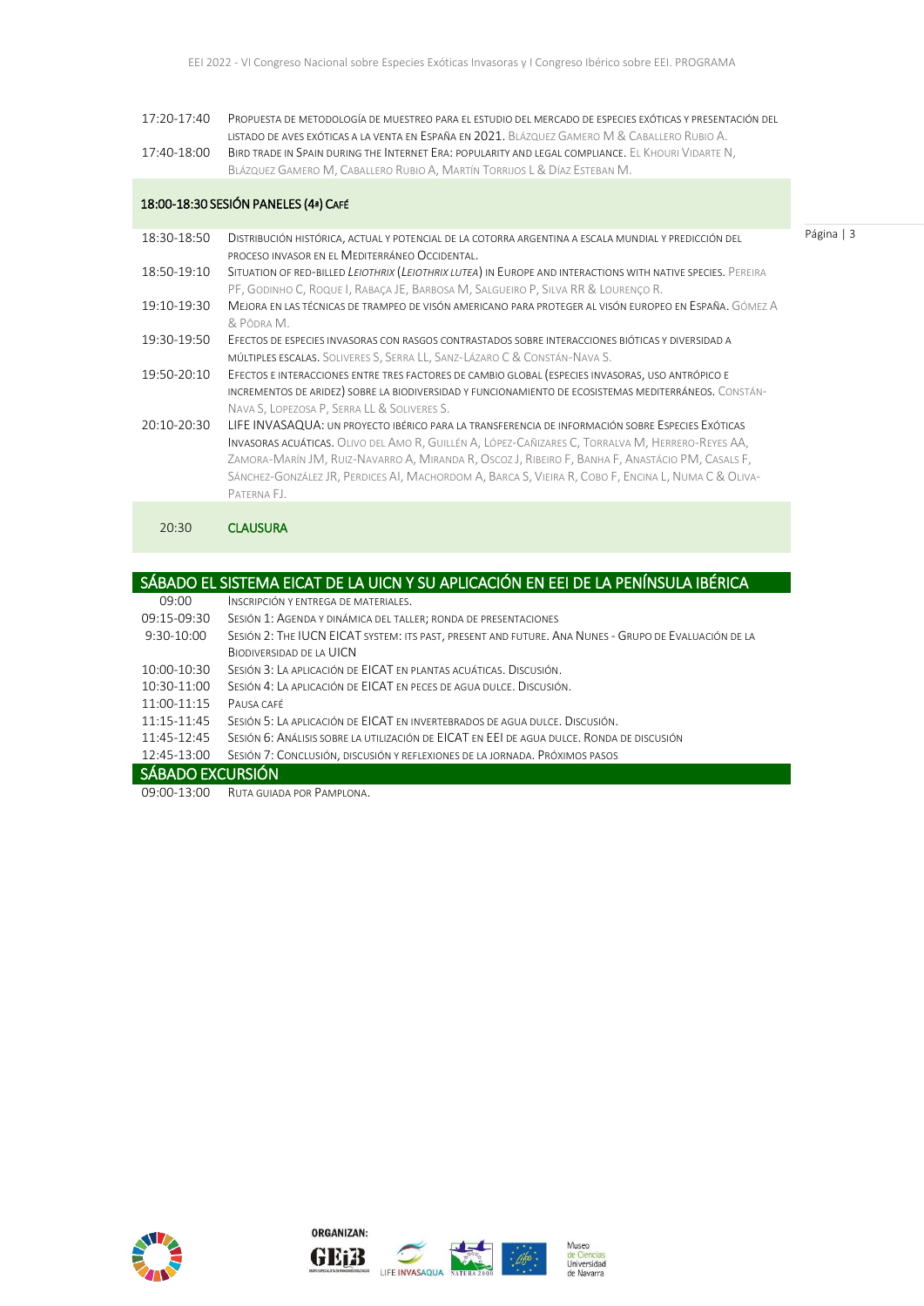| | |
|---|---|
| 17:20-17:40 | PROPUESTA DE METODOLOGÍA DE MUESTREO PARA EL ESTUDIO DEL MERCADO DE ESPECIES EXÓTICAS Y PRESENTACIÓN DEL LISTADO DE AVES EXÓTICAS A LA VENTA EN ESPAÑA EN 2021. BLÁZQUEZ GAMERO M & CABALLERO RUBIO A. |
| 17:40-18:00 | BIRD TRADE IN SPAIN DURING THE INTERNET ERA: POPULARITY AND LEGAL COMPLIANCE. EL KHOURI VIDARTE N, BLÁZQUEZ GAMERO M, CABALLERO RUBIO A, MARTÍN TORRIJOS L & DÍAZ ESTEBAN M. |

**18:00-18:30 SESIÓN PANELES (4ª) CAFÉ**

| | |
|---|---|
| 18:30-18:50 | DISTRIBUCIÓN HISTÓRICA, ACTUAL Y POTENCIAL DE LA COTORRA ARGENTINA A ESCALA MUNDIAL Y PREDICCIÓN DEL PROCESO INVASOR EN EL MEDITERRÁNEO OCCIDENTAL. |
| 18:50-19:10 | SITUATION OF RED-BILLED *LEIOTHRIX* (*LEIOTHRIX LUTEA*) IN EUROPE AND INTERACTIONS WITH NATIVE SPECIES. PEREIRA PF, GODINHO C, ROQUE I, RABAÇA JE, BARBOSA M, SALGUEIRO P, SILVA RR & LOURENÇO R. |
| 19:10-19:30 | MEJORA EN LAS TÉCNICAS DE TRAMPEO DE VISÓN AMERICANO PARA PROTEGER AL VISÓN EUROPEO EN ESPAÑA. GÓMEZ A & PÕDRA M. |
| 19:30-19:50 | EFECTOS DE ESPECIES INVASORAS CON RASGOS CONTRASTADOS SOBRE INTERACCIONES BIÓTICAS Y DIVERSIDAD A MÚLTIPLES ESCALAS. SOLIVERES S, SERRA LL, SANZ-LÁZARO C & CONSTÁN-NAVA S. |
| 19:50-20:10 | EFECTOS E INTERACCIONES ENTRE TRES FACTORES DE CAMBIO GLOBAL (ESPECIES INVASORAS, USO ANTRÓPICO E INCREMENTOS DE ARIDEZ) SOBRE LA BIODIVERSIDAD Y FUNCIONAMIENTO DE ECOSISTEMAS MEDITERRÁNEOS. CONSTÁN-NAVA S, LOPEZOSA P, SERRA LL & SOLIVERES S. |
| 20:10-20:30 | LIFE INVASAQUA: UN PROYECTO IBÉRICO PARA LA TRANSFERENCIA DE INFORMACIÓN SOBRE ESPECIES EXÓTICAS INVASORAS ACUÁTICAS. OLIVO DEL AMO R, GUILLÉN A, LÓPEZ-CAÑIZARES C, TORRALVA M, HERRERO-REYES AA, ZAMORA-MARÍN JM, RUIZ-NAVARRO A, MIRANDA R, OSCOZ J, RIBEIRO F, BANHA F, ANASTÁCIO PM, CASALS F, SÁNCHEZ-GONZÁLEZ JR, PERDICES AI, MACHORDOM A, BARCA S, VIEIRA R, COBO F, ENCINA L, NUMA C & OLIVA-PATERNA FJ. |
| 20:30 | **CLAUSURA** |

## SÁBADO EL SISTEMA EICAT DE LA UICN Y SU APLICACIÓN EN EEI DE LA PENÍNSULA IBÉRICA

| | |
|---|---|
| 09:00 | INSCRIPCIÓN Y ENTREGA DE MATERIALES. |
| 09:15-09:30 | SESIÓN 1: AGENDA Y DINÁMICA DEL TALLER; RONDA DE PRESENTACIONES |
| 9:30-10:00 | SESIÓN 2: THE IUCN EICAT SYSTEM: ITS PAST, PRESENT AND FUTURE. ANA NUNES - GRUPO DE EVALUACIÓN DE LA BIODIVERSIDAD DE LA UICN |
| 10:00-10:30 | SESIÓN 3: LA APLICACIÓN DE EICAT EN PLANTAS ACUÁTICAS. DISCUSIÓN. |
| 10:30-11:00 | SESIÓN 4: LA APLICACIÓN DE EICAT EN PECES DE AGUA DULCE. DISCUSIÓN. |
| 11:00-11:15 | PAUSA CAFÉ |
| 11:15-11:45 | SESIÓN 5: LA APLICACIÓN DE EICAT EN INVERTEBRADOS DE AGUA DULCE. DISCUSIÓN. |
| 11:45-12:45 | SESIÓN 6: ANÁLISIS SOBRE LA UTILIZACIÓN DE EICAT EN EEI DE AGUA DULCE. RONDA DE DISCUSIÓN |
| 12:45-13:00 | SESIÓN 7: CONCLUSIÓN, DISCUSIÓN Y REFLEXIONES DE LA JORNADA. PRÓXIMOS PASOS |

## SÁBADO EXCURSIÓN

| | |
|---|---|
| 09:00-13:00 | RUTA GUIADA POR PAMPLONA. |

ORGANIZAN: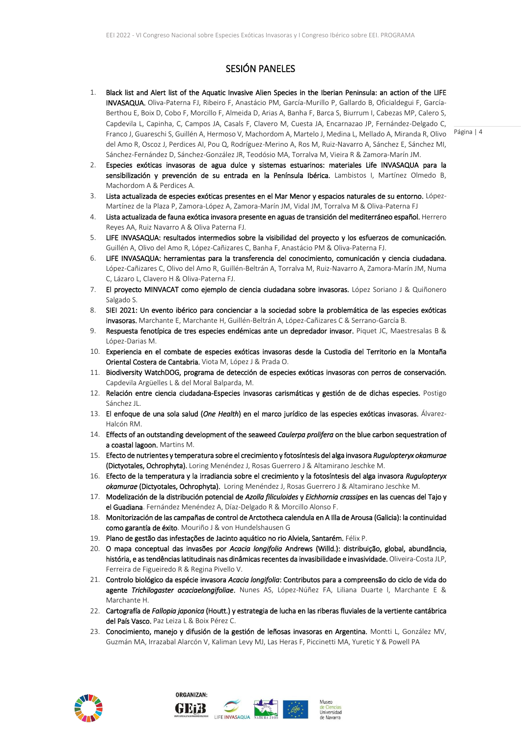## SESIÓN PANELES

1. Black list and Alert list of the Aquatic Invasive Alien Species in the Iberian Peninsula: an action of the LIFE INVASAQUA. Oliva-Paterna FJ, Ribeiro F, Anastácio PM, García-Murillo P, Gallardo B, Oficialdegui F, García-Berthou E, Boix D, Cobo F, Morcillo F, Almeida D, Arias A, Banha F, Barca S, Biurrum I, Cabezas MP, Calero S, Capdevila L, Capinha, C, Campos JA, Casals F, Clavero M, Cuesta JA, Encarnazao JP, Fernández-Delgado C, Franco J, Guareschi S, Guillén A, Hermoso V, Machordom A, Martelo J, Medina L, Mellado A, Miranda R, Olivo del Amo R, Oscoz J, Perdices AI, Pou Q, Rodríguez-Merino A, Ros M, Ruiz-Navarro A, Sánchez E, Sánchez MI, Sánchez-Fernández D, Sánchez-González JR, Teodósio MA, Torralva M, Vieira R & Zamora-Marín JM.
2. Especies exóticas invasoras de agua dulce y sistemas estuarinos: materiales Life INVASAQUA para la sensibilización y prevención de su entrada en la Península Ibérica. Lambistos I, Martínez Olmedo B, Machordom A & Perdices A.
3. Lista actualizada de especies exóticas presentes en el Mar Menor y espacios naturales de su entorno. López-Martínez de la Plaza P, Zamora-López A, Zamora-Marín JM, Vidal JM, Torralva M & Oliva-Paterna FJ
4. Lista actualizada de fauna exótica invasora presente en aguas de transición del mediterráneo español. Herrero Reyes AA, Ruiz Navarro A & Oliva Paterna FJ.
5. LIFE INVASAQUA: resultados intermedios sobre la visibilidad del proyecto y los esfuerzos de comunicación. Guillén A, Olivo del Amo R, López-Cañizares C, Banha F, Anastácio PM & Oliva-Paterna FJ.
6. LIFE INVASAQUA: herramientas para la transferencia del conocimiento, comunicación y ciencia ciudadana. López-Cañizares C, Olivo del Amo R, Guillén-Beltrán A, Torralva M, Ruiz-Navarro A, Zamora-Marín JM, Numa C, Lázaro L, Clavero H & Oliva-Paterna FJ.
7. El proyecto MINVACAT como ejemplo de ciencia ciudadana sobre invasoras. López Soriano J & Quiñonero Salgado S.
8. SIEI 2021: Un evento ibérico para concienciar a la sociedad sobre la problemática de las especies exóticas invasoras. Marchante E, Marchante H, Guillén-Beltrán A, López-Cañizares C & Serrano-García B.
9. Respuesta fenotípica de tres especies endémicas ante un depredador invasor. Piquet JC, Maestresalas B & López-Darias M.
10. Experiencia en el combate de especies exóticas invasoras desde la Custodia del Territorio en la Montaña Oriental Costera de Cantabria. Viota M, López J & Prada O.
11. Biodiversity WatchDOG, programa de detección de especies exóticas invasoras con perros de conservación. Capdevila Argüelles L & del Moral Balparda, M.
12. Relación entre ciencia ciudadana-Especies invasoras carismáticas y gestión de de dichas especies. Postigo Sánchez JL.
13. El enfoque de una sola salud (*One Health*) en el marco jurídico de las especies exóticas invasoras. Álvarez-Halcón RM.
14. Effects of an outstanding development of the seaweed *Caulerpa prolifera* on the blue carbon sequestration of a coastal lagoon. Martins M.
15. Efecto de nutrientes y temperatura sobre el crecimiento y fotosíntesis del alga invasora *Rugulopteryx okamurae* (Dictyotales, Ochrophyta). Loring Menéndez J, Rosas Guerrero J & Altamirano Jeschke M.
16. Efecto de la temperatura y la irradiancia sobre el crecimiento y la fotosíntesis del alga invasora *Rugulopteryx okamurae* (Dictyotales, Ochrophyta). Loring Menéndez J, Rosas Guerrero J & Altamirano Jeschke M.
17. Modelización de la distribución potencial de *Azolla filiculoides* y *Eichhornia crassipes* en las cuencas del Tajo y el Guadiana. Fernández Menéndez A, Díaz-Delgado R & Morcillo Alonso F.
18. Monitorización de las campañas de control de Arctotheca calendula en A Illa de Arousa (Galicia): la continuidad como garantía de éxito. Mouriño J & von Hundelshausen G
19. Plano de gestão das infestações de Jacinto aquático no rio Alviela, Santarém. Félix P.
20. O mapa conceptual das invasões por *Acacia longifolia* Andrews (Willd.): distribuição, global, abundância, história, e as tendências latitudinais nas dinâmicas recentes da invasibilidade e invasividade. Oliveira-Costa JLP, Ferreira de Figueiredo R & Regina Pivello V.
21. Controlo biológico da espécie invasora *Acacia longifolia*: Contributos para a compreensão do ciclo de vida do agente *Trichilogaster acaciaelongifoliae*. Nunes AS, López-Núñez FA, Liliana Duarte l, Marchante E & Marchante H.
22. Cartografía de *Fallopia japonica* (Houtt.) y estrategia de lucha en las riberas fluviales de la vertiente cantábrica del País Vasco. Paz Leiza L & Boix Pérez C.
23. Conocimiento, manejo y difusión de la gestión de leñosas invasoras en Argentina. Montti L, González MV, Guzmán MA, Irrazabal Alarcón V, Kaliman Levy MJ, Las Heras F, Piccinetti MA, Yuretic Y & Powell PA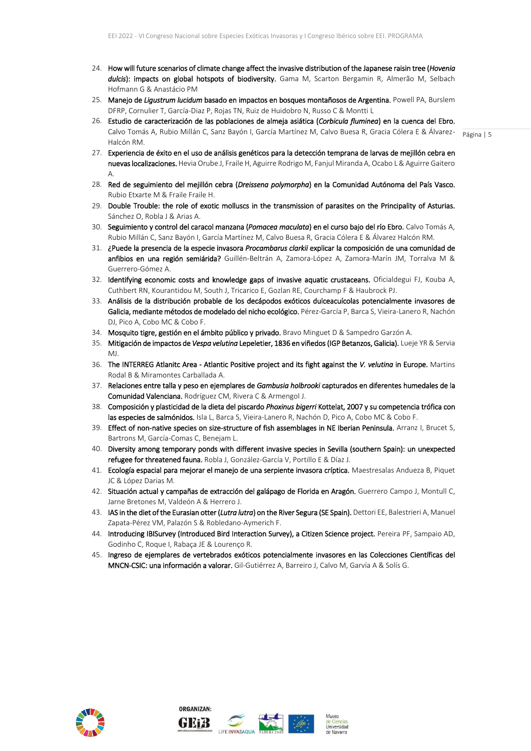24. **How will future scenarios of climate change affect the invasive distribution of the Japanese raisin tree (*Hovenia dulcis*): impacts on global hotspots of biodiversity.** Gama M, Scarton Bergamin R, Almerão M, Selbach Hofmann G & Anastácio PM
25. **Manejo de *Ligustrum lucidum* basado en impactos en bosques montañosos de Argentina.** Powell PA, Burslem DFRP, Cornulier T, García-Diaz P, Rojas TN, Ruiz de Huidobro N, Russo C & Montti L
26. **Estudio de caracterización de las poblaciones de almeja asiática (*Corbicula fluminea*) en la cuenca del Ebro.** Calvo Tomás A, Rubio Millán C, Sanz Bayón I, García Martínez M, Calvo Buesa R, Gracia Cólera E & Álvarez-Halcón RM.
27. **Experiencia de éxito en el uso de análisis genéticos para la detección temprana de larvas de mejillón cebra en nuevas localizaciones.** Hevia Orube J, Fraile H, Aguirre Rodrigo M, Fanjul Miranda A, Ocabo L & Aguirre Gaitero A.
28. **Red de seguimiento del mejillón cebra (*Dreissena polymorpha*) en la Comunidad Autónoma del País Vasco.** Rubio Etxarte M & Fraile Fraile H.
29. **Double Trouble: the role of exotic molluscs in the transmission of parasites on the Principality of Asturias.** Sánchez O, Robla J & Arias A.
30. **Seguimiento y control del caracol manzana (*Pomacea maculata*) en el curso bajo del río Ebro.** Calvo Tomás A, Rubio Millán C, Sanz Bayón I, García Martínez M, Calvo Buesa R, Gracia Cólera E & Álvarez Halcón RM.
31. **¿Puede la presencia de la especie invasora *Procambarus clarkii* explicar la composición de una comunidad de anfibios en una región semiárida?** Guillén-Beltrán A, Zamora-López A, Zamora-Marín JM, Torralva M & Guerrero-Gómez A.
32. **Identifying economic costs and knowledge gaps of invasive aquatic crustaceans.** Oficialdegui FJ, Kouba A, Cuthbert RN, Kourantidou M, South J, Tricarico E, Gozlan RE, Courchamp F & Haubrock PJ.
33. **Análisis de la distribución probable de los decápodos exóticos dulceacuícolas potencialmente invasores de Galicia, mediante métodos de modelado del nicho ecológico.** Pérez-García P, Barca S, Vieira-Lanero R, Nachón DJ, Pico A, Cobo MC & Cobo F.
34. **Mosquito tigre, gestión en el ámbito público y privado.** Bravo Minguet D & Sampedro Garzón A.
35. **Mitigación de impactos de *Vespa velutina* Lepeletier, 1836 en viñedos (IGP Betanzos, Galicia).** Lueje YR & Servia MJ.
36. **The INTERREG Atlanitc Area - Atlantic Positive project and its fight against the *V. velutina* in Europe.** Martins Rodal B & Miramontes Carballada A.
37. **Relaciones entre talla y peso en ejemplares de *Gambusia holbrooki* capturados en diferentes humedales de la Comunidad Valenciana.** Rodríguez CM, Rivera C & Armengol J.
38. **Composición y plasticidad de la dieta del piscardo *Phoxinus bigerri* Kottelat, 2007 y su competencia trófica con las especies de salmónidos.** Isla L, Barca S, Vieira-Lanero R, Nachón D, Pico A, Cobo MC & Cobo F.
39. **Effect of non-native species on size-structure of fish assemblages in NE Iberian Peninsula.** Arranz I, Brucet S, Bartrons M, García-Comas C, Benejam L.
40. **Diversity among temporary ponds with different invasive species in Sevilla (southern Spain): un unexpected refugee for threatened fauna.** Robla J, González-García V, Portillo E & Díaz J.
41. **Ecología espacial para mejorar el manejo de una serpiente invasora críptica.** Maestresalas Andueza B, Piquet JC & López Darias M.
42. **Situación actual y campañas de extracción del galápago de Florida en Aragón.** Guerrero Campo J, Montull C, Jarne Bretones M, Valdeón A & Herrero J.
43. **IAS in the diet of the Eurasian otter (*Lutra lutra*) on the River Segura (SE Spain).** Dettori EE, Balestrieri A, Manuel Zapata-Pérez VM, Palazón S & Robledano-Aymerich F.
44. **Introducing IBISurvey (Introduced Bird Interaction Survey), a Citizen Science project.** Pereira PF, Sampaio AD, Godinho C, Roque I, Rabaça JE & Lourenço R.
45. **Ingreso de ejemplares de vertebrados exóticos potencialmente invasores en las Colecciones Científicas del MNCN-CSIC: una información a valorar.** Gil-Gutiérrez A, Barreiro J, Calvo M, Garvía A & Solís G.

ORGANIZAN: